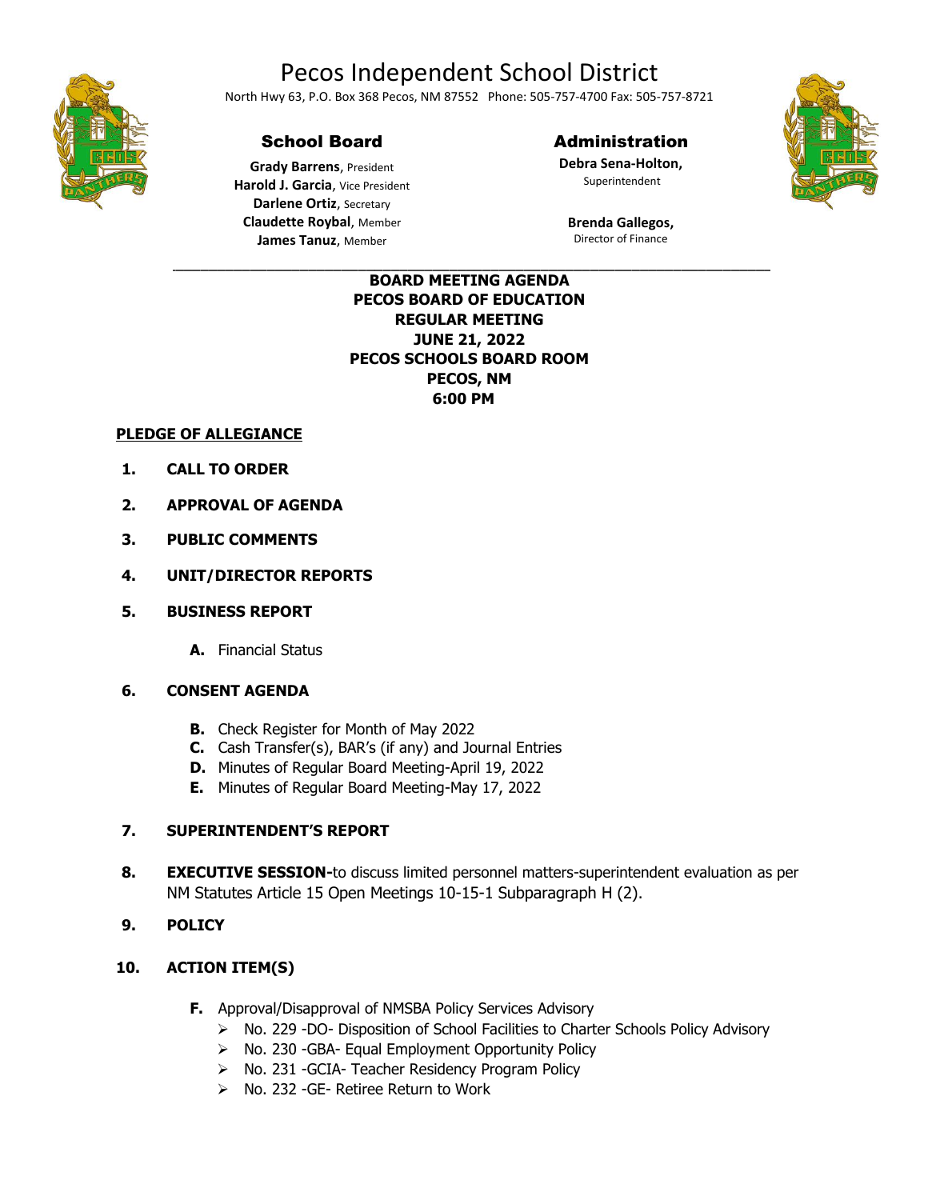# Pecos Independent School District

North Hwy 63, P.O. Box 368 Pecos, NM 87552 Phone: 505-757-4700 Fax: 505-757-8721

## School Board

**Grady Barrens**, President
**Harold J. Garcia**, Vice President
**Darlene Ortiz**, Secretary
**Claudette Roybal**, Member
**James Tanuz**, Member

## Administration

**Debra Sena-Holton,**
Superintendent

**Brenda Gallegos,**
Director of Finance

---

**BOARD MEETING AGENDA**
**PECOS BOARD OF EDUCATION**
**REGULAR MEETING**
**JUNE 21, 2022**
**PECOS SCHOOLS BOARD ROOM**
**PECOS, NM**
**6:00 PM**

**PLEDGE OF ALLEGIANCE**

1. **CALL TO ORDER**

2. **APPROVAL OF AGENDA**

3. **PUBLIC COMMENTS**

4. **UNIT/DIRECTOR REPORTS**

5. **BUSINESS REPORT**

   **A.** Financial Status

6. **CONSENT AGENDA**

   **B.** Check Register for Month of May 2022
   **C.** Cash Transfer(s), BAR's (if any) and Journal Entries
   **D.** Minutes of Regular Board Meeting-April 19, 2022
   **E.** Minutes of Regular Board Meeting-May 17, 2022

7. **SUPERINTENDENT'S REPORT**

8. **EXECUTIVE SESSION-**to discuss limited personnel matters-superintendent evaluation as per NM Statutes Article 15 Open Meetings 10-15-1 Subparagraph H (2).

9. **POLICY**

10. **ACTION ITEM(S)**

    **F.** Approval/Disapproval of NMSBA Policy Services Advisory
    - No. 229 -DO- Disposition of School Facilities to Charter Schools Policy Advisory
    - No. 230 -GBA- Equal Employment Opportunity Policy
    - No. 231 -GCIA- Teacher Residency Program Policy
    - No. 232 -GE- Retiree Return to Work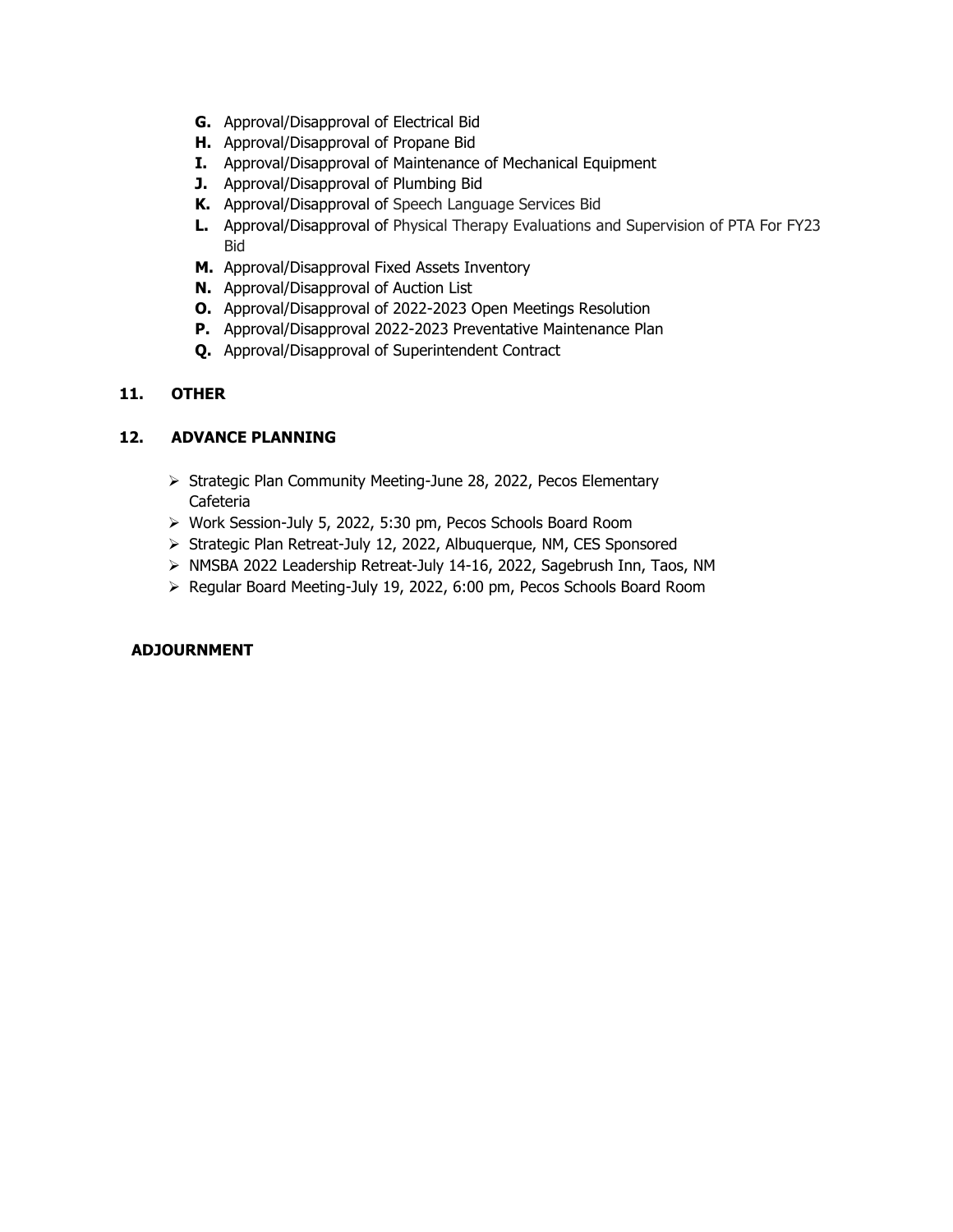- **G.** Approval/Disapproval of Electrical Bid
- **H.** Approval/Disapproval of Propane Bid
- **I.** Approval/Disapproval of Maintenance of Mechanical Equipment
- **J.** Approval/Disapproval of Plumbing Bid
- **K.** Approval/Disapproval of Speech Language Services Bid
- **L.** Approval/Disapproval of Physical Therapy Evaluations and Supervision of PTA For FY23 Bid
- **M.** Approval/Disapproval Fixed Assets Inventory
- **N.** Approval/Disapproval of Auction List
- **O.** Approval/Disapproval of 2022-2023 Open Meetings Resolution
- **P.** Approval/Disapproval 2022-2023 Preventative Maintenance Plan
- **Q.** Approval/Disapproval of Superintendent Contract

**11. OTHER**

**12. ADVANCE PLANNING**

- Strategic Plan Community Meeting-June 28, 2022, Pecos Elementary Cafeteria
- Work Session-July 5, 2022, 5:30 pm, Pecos Schools Board Room
- Strategic Plan Retreat-July 12, 2022, Albuquerque, NM, CES Sponsored
- NMSBA 2022 Leadership Retreat-July 14-16, 2022, Sagebrush Inn, Taos, NM
- Regular Board Meeting-July 19, 2022, 6:00 pm, Pecos Schools Board Room

**ADJOURNMENT**